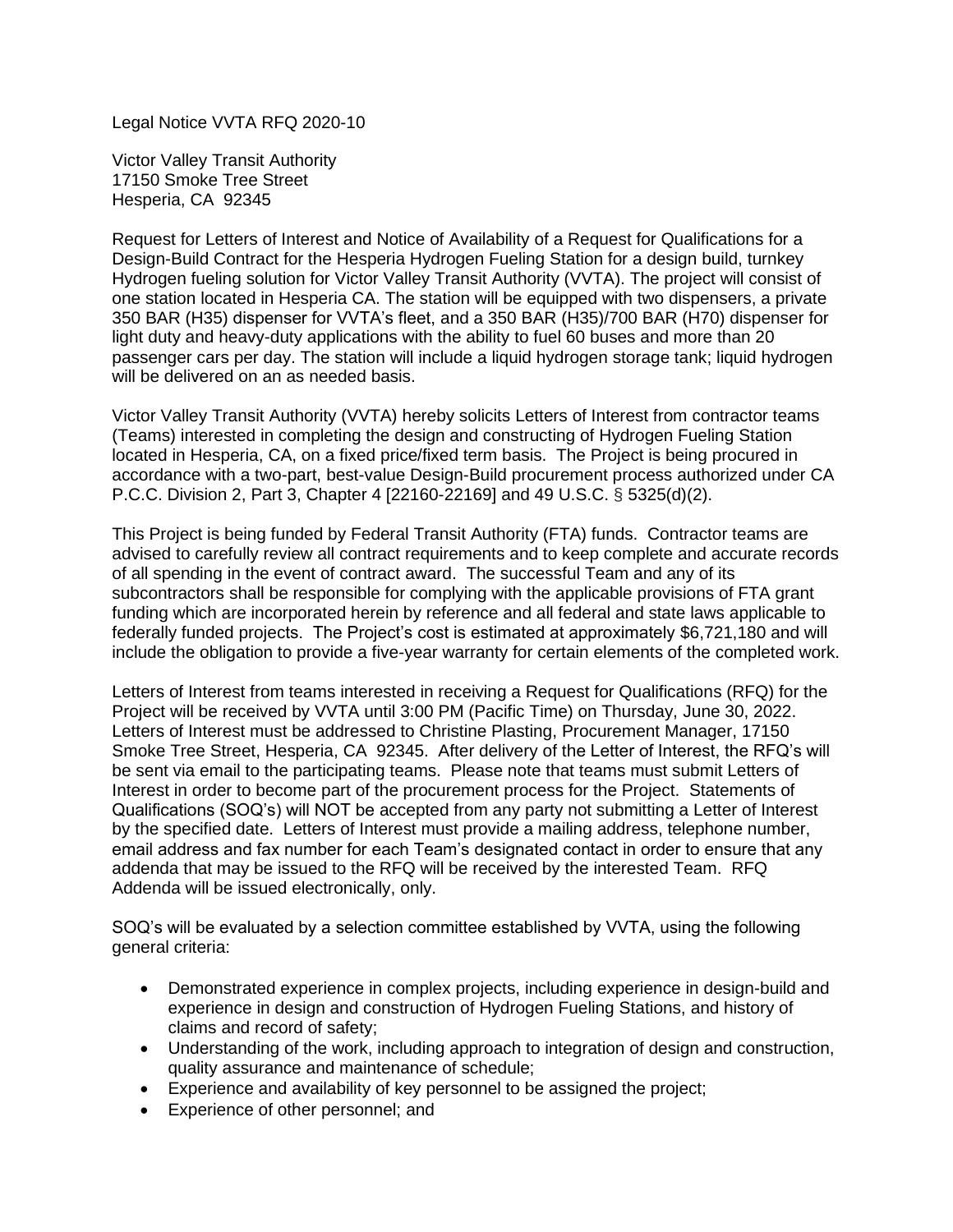Legal Notice VVTA RFQ 2020-10

Victor Valley Transit Authority
17150 Smoke Tree Street
Hesperia, CA 92345

Request for Letters of Interest and Notice of Availability of a Request for Qualifications for a Design-Build Contract for the Hesperia Hydrogen Fueling Station for a design build, turnkey Hydrogen fueling solution for Victor Valley Transit Authority (VVTA). The project will consist of one station located in Hesperia CA. The station will be equipped with two dispensers, a private 350 BAR (H35) dispenser for VVTA's fleet, and a 350 BAR (H35)/700 BAR (H70) dispenser for light duty and heavy-duty applications with the ability to fuel 60 buses and more than 20 passenger cars per day. The station will include a liquid hydrogen storage tank; liquid hydrogen will be delivered on an as needed basis.

Victor Valley Transit Authority (VVTA) hereby solicits Letters of Interest from contractor teams (Teams) interested in completing the design and constructing of Hydrogen Fueling Station located in Hesperia, CA, on a fixed price/fixed term basis. The Project is being procured in accordance with a two-part, best-value Design-Build procurement process authorized under CA P.C.C. Division 2, Part 3, Chapter 4 [22160-22169] and 49 U.S.C. § 5325(d)(2).

This Project is being funded by Federal Transit Authority (FTA) funds. Contractor teams are advised to carefully review all contract requirements and to keep complete and accurate records of all spending in the event of contract award. The successful Team and any of its subcontractors shall be responsible for complying with the applicable provisions of FTA grant funding which are incorporated herein by reference and all federal and state laws applicable to federally funded projects. The Project's cost is estimated at approximately $6,721,180 and will include the obligation to provide a five-year warranty for certain elements of the completed work.

Letters of Interest from teams interested in receiving a Request for Qualifications (RFQ) for the Project will be received by VVTA until 3:00 PM (Pacific Time) on Thursday, June 30, 2022. Letters of Interest must be addressed to Christine Plasting, Procurement Manager, 17150 Smoke Tree Street, Hesperia, CA 92345. After delivery of the Letter of Interest, the RFQ's will be sent via email to the participating teams. Please note that teams must submit Letters of Interest in order to become part of the procurement process for the Project. Statements of Qualifications (SOQ's) will NOT be accepted from any party not submitting a Letter of Interest by the specified date. Letters of Interest must provide a mailing address, telephone number, email address and fax number for each Team's designated contact in order to ensure that any addenda that may be issued to the RFQ will be received by the interested Team. RFQ Addenda will be issued electronically, only.

SOQ's will be evaluated by a selection committee established by VVTA, using the following general criteria:

- Demonstrated experience in complex projects, including experience in design-build and experience in design and construction of Hydrogen Fueling Stations, and history of claims and record of safety;
- Understanding of the work, including approach to integration of design and construction, quality assurance and maintenance of schedule;
- Experience and availability of key personnel to be assigned the project;
- Experience of other personnel; and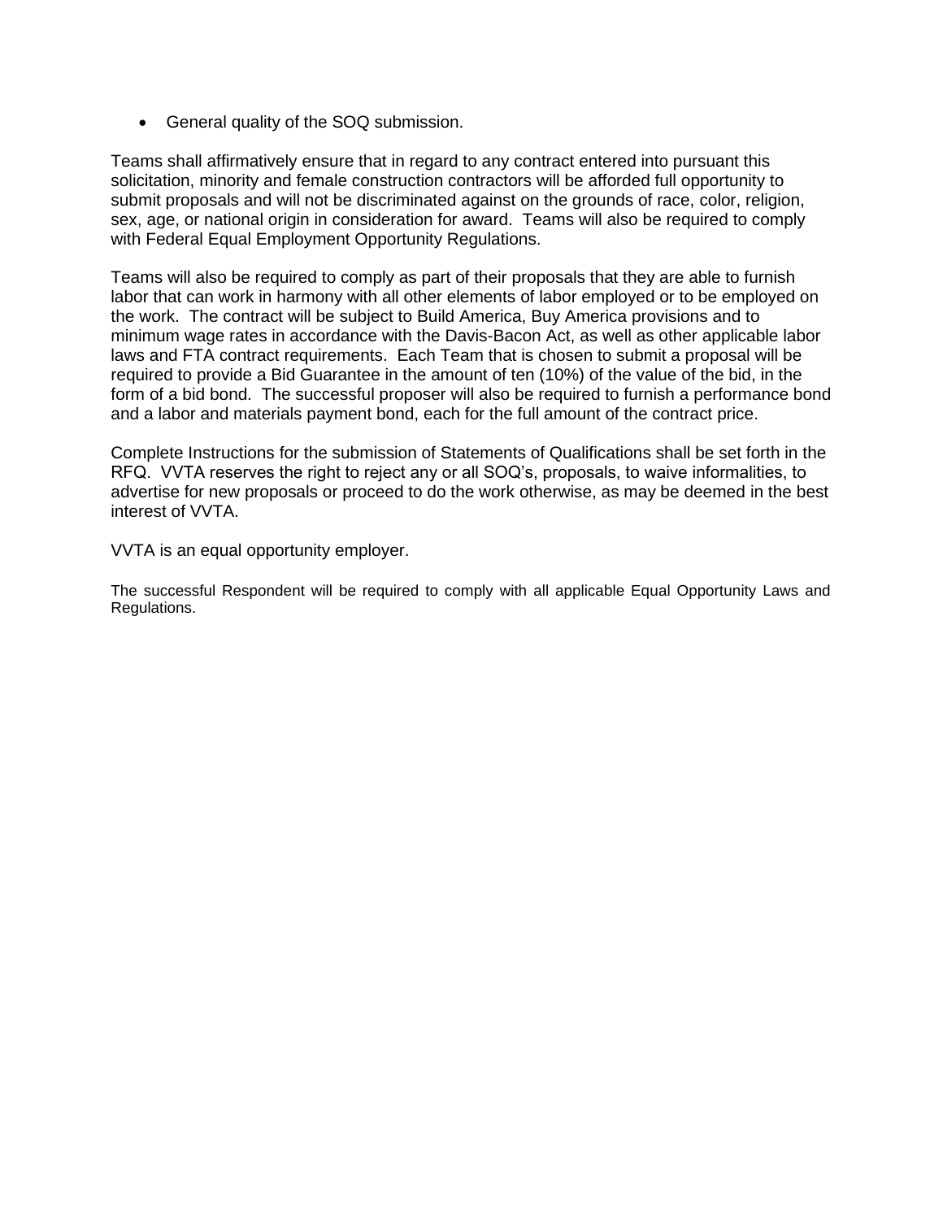- General quality of the SOQ submission.

Teams shall affirmatively ensure that in regard to any contract entered into pursuant this solicitation, minority and female construction contractors will be afforded full opportunity to submit proposals and will not be discriminated against on the grounds of race, color, religion, sex, age, or national origin in consideration for award. Teams will also be required to comply with Federal Equal Employment Opportunity Regulations.

Teams will also be required to comply as part of their proposals that they are able to furnish labor that can work in harmony with all other elements of labor employed or to be employed on the work. The contract will be subject to Build America, Buy America provisions and to minimum wage rates in accordance with the Davis-Bacon Act, as well as other applicable labor laws and FTA contract requirements. Each Team that is chosen to submit a proposal will be required to provide a Bid Guarantee in the amount of ten (10%) of the value of the bid, in the form of a bid bond. The successful proposer will also be required to furnish a performance bond and a labor and materials payment bond, each for the full amount of the contract price.

Complete Instructions for the submission of Statements of Qualifications shall be set forth in the RFQ. VVTA reserves the right to reject any or all SOQ's, proposals, to waive informalities, to advertise for new proposals or proceed to do the work otherwise, as may be deemed in the best interest of VVTA.

VVTA is an equal opportunity employer.

The successful Respondent will be required to comply with all applicable Equal Opportunity Laws and Regulations.